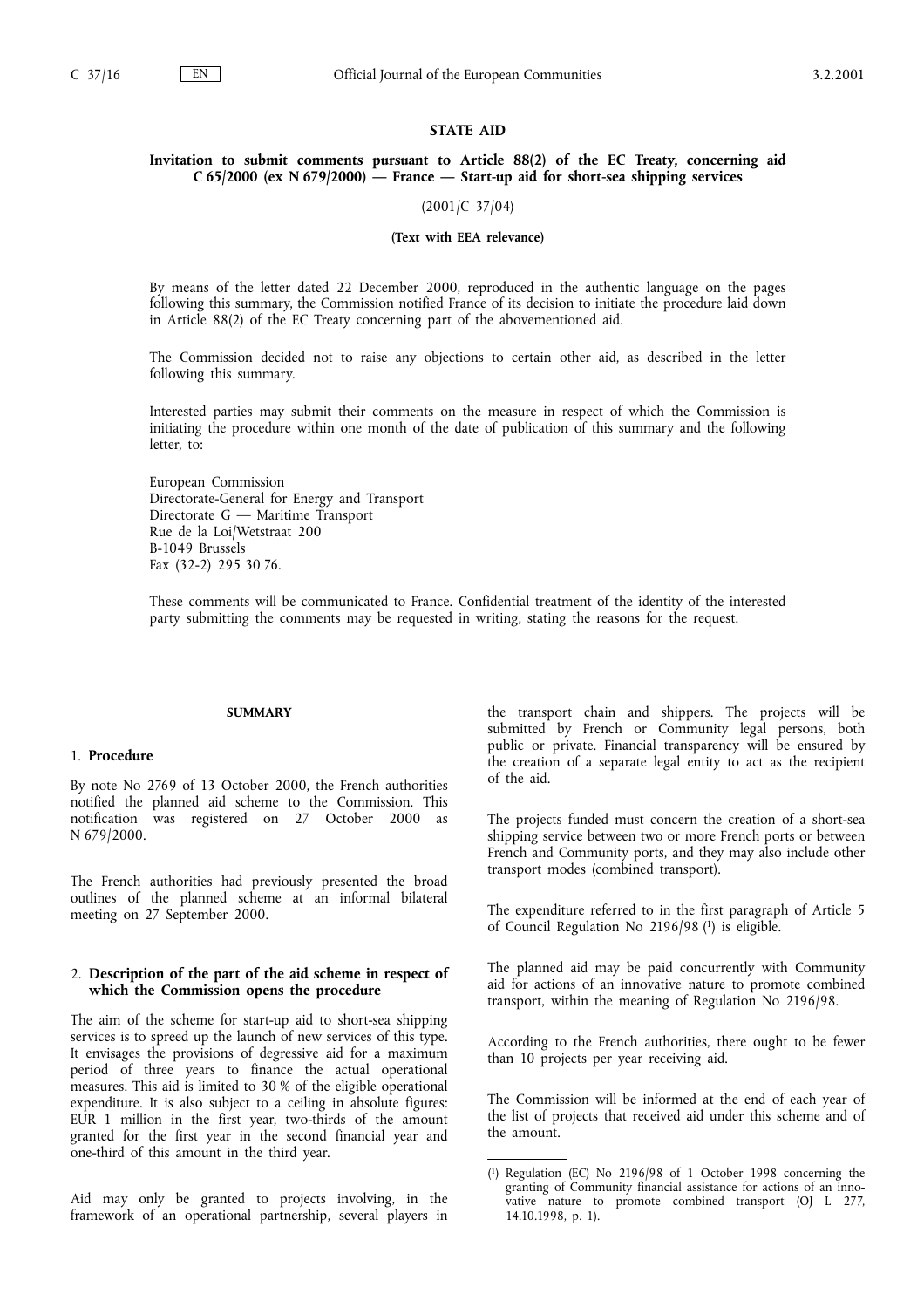# STATE AID

## Invitation to submit comments pursuant to Article 88(2) of the EC Treaty, concerning aid C 65/2000 (ex N 679/2000) — France — Start-up aid for short-sea shipping services

(2001/C 37/04)

**(Text with EEA relevance)**

By means of the letter dated 22 December 2000, reproduced in the authentic language on the pages following this summary, the Commission notified France of its decision to initiate the procedure laid down in Article 88(2) of the EC Treaty concerning part of the abovementioned aid.

The Commission decided not to raise any objections to certain other aid, as described in the letter following this summary.

Interested parties may submit their comments on the measure in respect of which the Commission is initiating the procedure within one month of the date of publication of this summary and the following letter, to:

European Commission
Directorate-General for Energy and Transport
Directorate G — Maritime Transport
Rue de la Loi/Wetstraat 200
B-1049 Brussels
Fax (32-2) 295 30 76.

These comments will be communicated to France. Confidential treatment of the identity of the interested party submitting the comments may be requested in writing, stating the reasons for the request.

### SUMMARY

#### 1. **Procedure**

By note No 2769 of 13 October 2000, the French authorities notified the planned aid scheme to the Commission. This notification was registered on 27 October 2000 as N 679/2000.

The French authorities had previously presented the broad outlines of the planned scheme at an informal bilateral meeting on 27 September 2000.

#### 2. **Description of the part of the aid scheme in respect of which the Commission opens the procedure**

The aim of the scheme for start-up aid to short-sea shipping services is to spreed up the launch of new services of this type. It envisages the provisions of degressive aid for a maximum period of three years to finance the actual operational measures. This aid is limited to 30 % of the eligible operational expenditure. It is also subject to a ceiling in absolute figures: EUR 1 million in the first year, two-thirds of the amount granted for the first year in the second financial year and one-third of this amount in the third year.

Aid may only be granted to projects involving, in the framework of an operational partnership, several players in the transport chain and shippers. The projects will be submitted by French or Community legal persons, both public or private. Financial transparency will be ensured by the creation of a separate legal entity to act as the recipient of the aid.

The projects funded must concern the creation of a short-sea shipping service between two or more French ports or between French and Community ports, and they may also include other transport modes (combined transport).

The expenditure referred to in the first paragraph of Article 5 of Council Regulation No 2196/98 [1] is eligible.

The planned aid may be paid concurrently with Community aid for actions of an innovative nature to promote combined transport, within the meaning of Regulation No 2196/98.

According to the French authorities, there ought to be fewer than 10 projects per year receiving aid.

The Commission will be informed at the end of each year of the list of projects that received aid under this scheme and of the amount.

[1] Regulation (EC) No 2196/98 of 1 October 1998 concerning the granting of Community financial assistance for actions of an innovative nature to promote combined transport (OJ L 277, 14.10.1998, p. 1).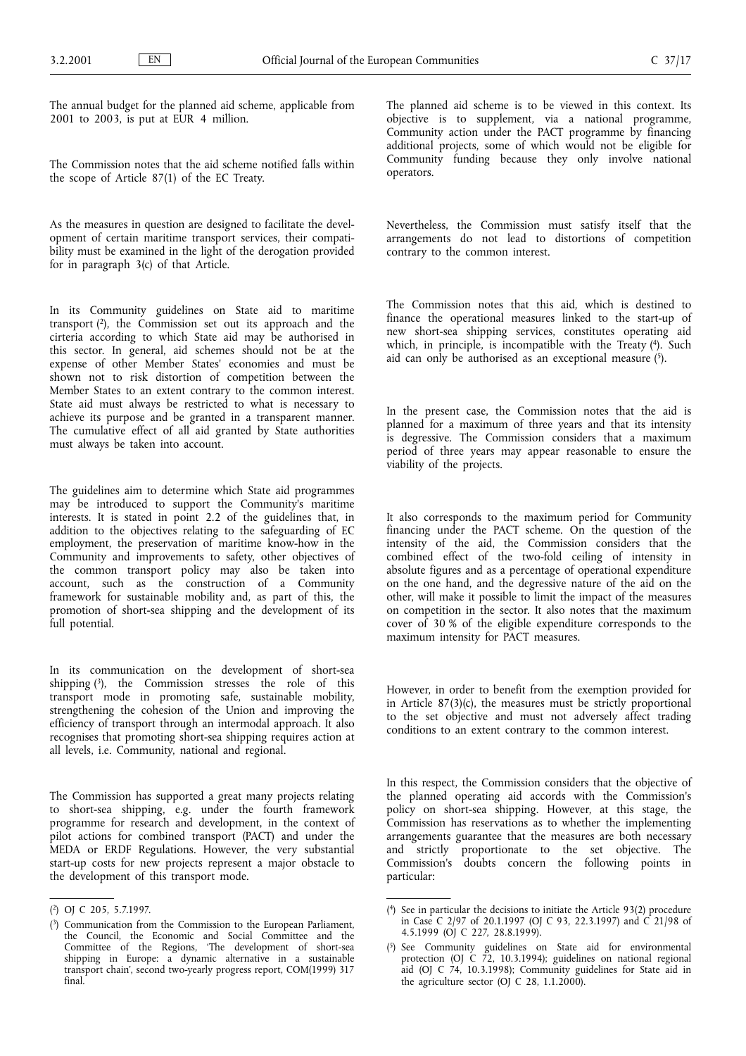The annual budget for the planned aid scheme, applicable from 2001 to 2003, is put at EUR 4 million.

The Commission notes that the aid scheme notified falls within the scope of Article 87(1) of the EC Treaty.

As the measures in question are designed to facilitate the development of certain maritime transport services, their compatibility must be examined in the light of the derogation provided for in paragraph 3(c) of that Article.

In its Community guidelines on State aid to maritime transport [2], the Commission set out its approach and the cirteria according to which State aid may be authorised in this sector. In general, aid schemes should not be at the expense of other Member States' economies and must be shown not to risk distortion of competition between the Member States to an extent contrary to the common interest. State aid must always be restricted to what is necessary to achieve its purpose and be granted in a transparent manner. The cumulative effect of all aid granted by State authorities must always be taken into account.

The guidelines aim to determine which State aid programmes may be introduced to support the Community's maritime interests. It is stated in point 2.2 of the guidelines that, in addition to the objectives relating to the safeguarding of EC employment, the preservation of maritime know-how in the Community and improvements to safety, other objectives of the common transport policy may also be taken into account, such as the construction of a Community framework for sustainable mobility and, as part of this, the promotion of short-sea shipping and the development of its full potential.

In its communication on the development of short-sea shipping [3], the Commission stresses the role of this transport mode in promoting safe, sustainable mobility, strengthening the cohesion of the Union and improving the efficiency of transport through an intermodal approach. It also recognises that promoting short-sea shipping requires action at all levels, i.e. Community, national and regional.

The Commission has supported a great many projects relating to short-sea shipping, e.g. under the fourth framework programme for research and development, in the context of pilot actions for combined transport (PACT) and under the MEDA or ERDF Regulations. However, the very substantial start-up costs for new projects represent a major obstacle to the development of this transport mode.

The planned aid scheme is to be viewed in this context. Its objective is to supplement, via a national programme, Community action under the PACT programme by financing additional projects, some of which would not be eligible for Community funding because they only involve national operators.

Nevertheless, the Commission must satisfy itself that the arrangements do not lead to distortions of competition contrary to the common interest.

The Commission notes that this aid, which is destined to finance the operational measures linked to the start-up of new short-sea shipping services, constitutes operating aid which, in principle, is incompatible with the Treaty [4]. Such aid can only be authorised as an exceptional measure [5].

In the present case, the Commission notes that the aid is planned for a maximum of three years and that its intensity is degressive. The Commission considers that a maximum period of three years may appear reasonable to ensure the viability of the projects.

It also corresponds to the maximum period for Community financing under the PACT scheme. On the question of the intensity of the aid, the Commission considers that the combined effect of the two-fold ceiling of intensity in absolute figures and as a percentage of operational expenditure on the one hand, and the degressive nature of the aid on the other, will make it possible to limit the impact of the measures on competition in the sector. It also notes that the maximum cover of 30 % of the eligible expenditure corresponds to the maximum intensity for PACT measures.

However, in order to benefit from the exemption provided for in Article 87(3)(c), the measures must be strictly proportional to the set objective and must not adversely affect trading conditions to an extent contrary to the common interest.

In this respect, the Commission considers that the objective of the planned operating aid accords with the Commission's policy on short-sea shipping. However, at this stage, the Commission has reservations as to whether the implementing arrangements guarantee that the measures are both necessary and strictly proportionate to the set objective. The Commission's doubts concern the following points in particular:

---

[2] OJ C 205, 5.7.1997.

[3] Communication from the Commission to the European Parliament, the Council, the Economic and Social Committee and the Committee of the Regions, 'The development of short-sea shipping in Europe: a dynamic alternative in a sustainable transport chain', second two-yearly progress report, COM(1999) 317 final.

[4] See in particular the decisions to initiate the Article 93(2) procedure in Case C 2/97 of 20.1.1997 (OJ C 93, 22.3.1997) and C 21/98 of 4.5.1999 (OJ C 227, 28.8.1999).

[5] See Community guidelines on State aid for environmental protection (OJ C 72, 10.3.1994); guidelines on national regional aid (OJ C 74, 10.3.1998); Community guidelines for State aid in the agriculture sector (OJ C 28, 1.1.2000).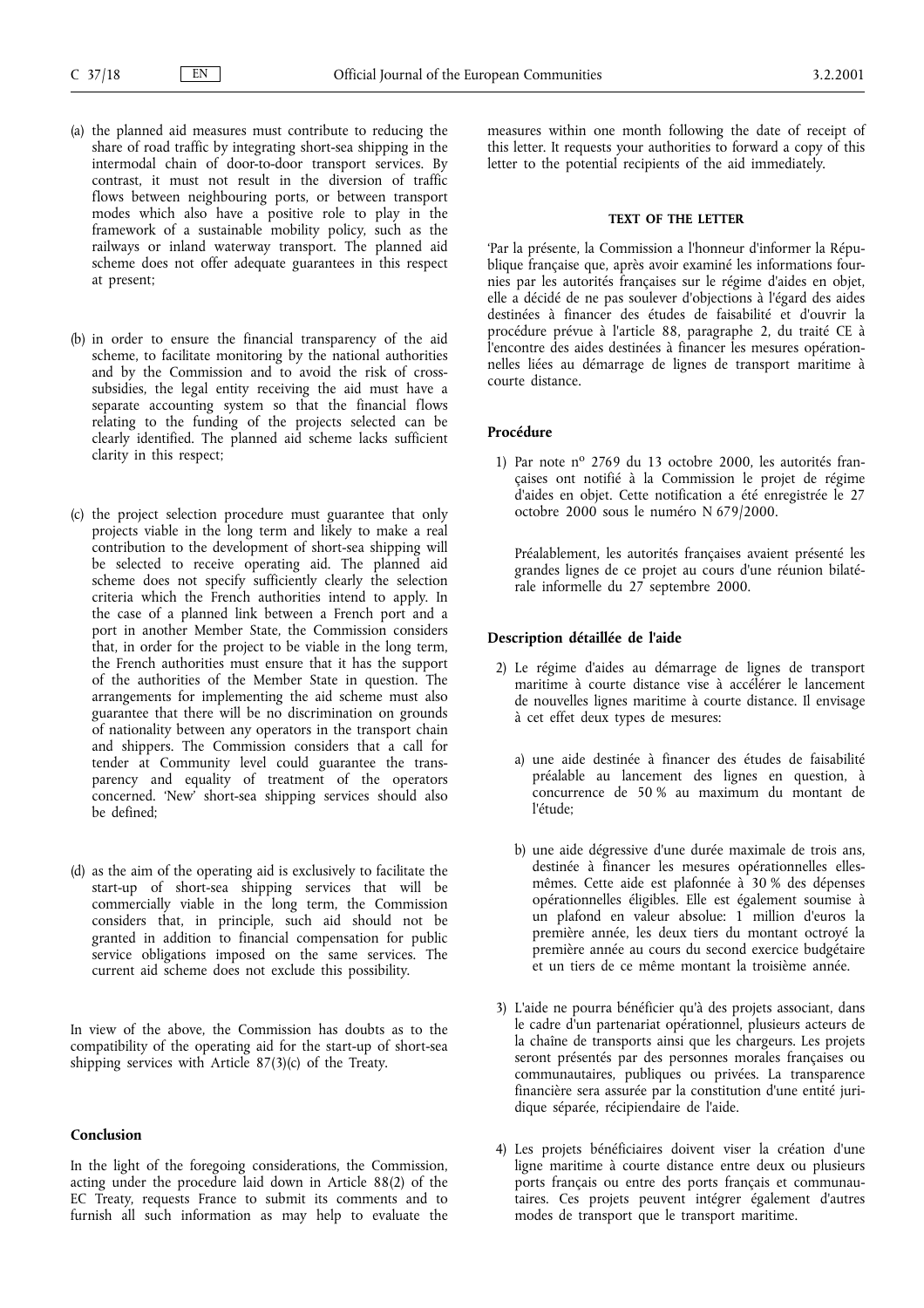(a) the planned aid measures must contribute to reducing the share of road traffic by integrating short-sea shipping in the intermodal chain of door-to-door transport services. By contrast, it must not result in the diversion of traffic flows between neighbouring ports, or between transport modes which also have a positive role to play in the framework of a sustainable mobility policy, such as the railways or inland waterway transport. The planned aid scheme does not offer adequate guarantees in this respect at present;

(b) in order to ensure the financial transparency of the aid scheme, to facilitate monitoring by the national authorities and by the Commission and to avoid the risk of cross-subsidies, the legal entity receiving the aid must have a separate accounting system so that the financial flows relating to the funding of the projects selected can be clearly identified. The planned aid scheme lacks sufficient clarity in this respect;

(c) the project selection procedure must guarantee that only projects viable in the long term and likely to make a real contribution to the development of short-sea shipping will be selected to receive operating aid. The planned aid scheme does not specify sufficiently clearly the selection criteria which the French authorities intend to apply. In the case of a planned link between a French port and a port in another Member State, the Commission considers that, in order for the project to be viable in the long term, the French authorities must ensure that it has the support of the authorities of the Member State in question. The arrangements for implementing the aid scheme must also guarantee that there will be no discrimination on grounds of nationality between any operators in the transport chain and shippers. The Commission considers that a call for tender at Community level could guarantee the transparency and equality of treatment of the operators concerned. 'New' short-sea shipping services should also be defined;

(d) as the aim of the operating aid is exclusively to facilitate the start-up of short-sea shipping services that will be commercially viable in the long term, the Commission considers that, in principle, such aid should not be granted in addition to financial compensation for public service obligations imposed on the same services. The current aid scheme does not exclude this possibility.

In view of the above, the Commission has doubts as to the compatibility of the operating aid for the start-up of short-sea shipping services with Article 87(3)(c) of the Treaty.

## Conclusion

In the light of the foregoing considerations, the Commission, acting under the procedure laid down in Article 88(2) of the EC Treaty, requests France to submit its comments and to furnish all such information as may help to evaluate the measures within one month following the date of receipt of this letter. It requests your authorities to forward a copy of this letter to the potential recipients of the aid immediately.

## TEXT OF THE LETTER

'Par la présente, la Commission a l'honneur d'informer la République française que, après avoir examiné les informations fournies par les autorités françaises sur le régime d'aides en objet, elle a décidé de ne pas soulever d'objections à l'égard des aides destinées à financer des études de faisabilité et d'ouvrir la procédure prévue à l'article 88, paragraphe 2, du traité CE à l'encontre des aides destinées à financer les mesures opérationnelles liées au démarrage de lignes de transport maritime à courte distance.

### Procédure

1) Par note nº 2769 du 13 octobre 2000, les autorités françaises ont notifié à la Commission le projet de régime d'aides en objet. Cette notification a été enregistrée le 27 octobre 2000 sous le numéro N 679/2000.

   Préalablement, les autorités françaises avaient présenté les grandes lignes de ce projet au cours d'une réunion bilatérale informelle du 27 septembre 2000.

### Description détaillée de l'aide

2) Le régime d'aides au démarrage de lignes de transport maritime à courte distance vise à accélérer le lancement de nouvelles lignes maritime à courte distance. Il envisage à cet effet deux types de mesures:

   a) une aide destinée à financer des études de faisabilité préalable au lancement des lignes en question, à concurrence de 50 % au maximum du montant de l'étude;

   b) une aide dégressive d'une durée maximale de trois ans, destinée à financer les mesures opérationnelles elles-mêmes. Cette aide est plafonnée à 30 % des dépenses opérationnelles éligibles. Elle est également soumise à un plafond en valeur absolue: 1 million d'euros la première année, les deux tiers du montant octroyé la première année au cours du second exercice budgétaire et un tiers de ce même montant la troisième année.

3) L'aide ne pourra bénéficier qu'à des projets associant, dans le cadre d'un partenariat opérationnel, plusieurs acteurs de la chaîne de transports ainsi que les chargeurs. Les projets seront présentés par des personnes morales françaises ou communautaires, publiques ou privées. La transparence financière sera assurée par la constitution d'une entité juridique séparée, récipiendaire de l'aide.

4) Les projets bénéficiaires doivent viser la création d'une ligne maritime à courte distance entre deux ou plusieurs ports français ou entre des ports français et communautaires. Ces projets peuvent intégrer également d'autres modes de transport que le transport maritime.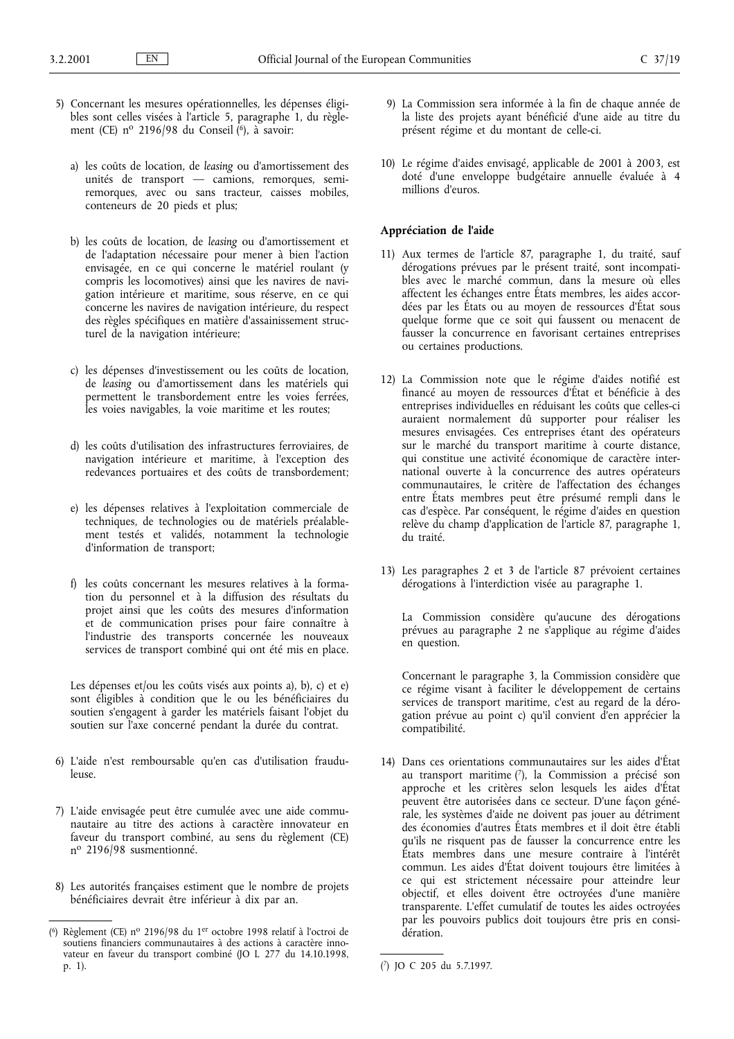5) Concernant les mesures opérationnelles, les dépenses éligibles sont celles visées à l'article 5, paragraphe 1, du règlement (CE) nº 2196/98 du Conseil [6], à savoir:

   a) les coûts de location, de *leasing* ou d'amortissement des unités de transport — camions, remorques, semi-remorques, avec ou sans tracteur, caisses mobiles, conteneurs de 20 pieds et plus;

   b) les coûts de location, de *leasing* ou d'amortissement et de l'adaptation nécessaire pour mener à bien l'action envisagée, en ce qui concerne le matériel roulant (y compris les locomotives) ainsi que les navires de navigation intérieure et maritime, sous réserve, en ce qui concerne les navires de navigation intérieure, du respect des règles spécifiques en matière d'assainissement structurel de la navigation intérieure;

   c) les dépenses d'investissement ou les coûts de location, de *leasing* ou d'amortissement dans les matériels qui permettent le transbordement entre les voies ferrées, les voies navigables, la voie maritime et les routes;

   d) les coûts d'utilisation des infrastructures ferroviaires, de navigation intérieure et maritime, à l'exception des redevances portuaires et des coûts de transbordement;

   e) les dépenses relatives à l'exploitation commerciale de techniques, de technologies ou de matériels préalablement testés et validés, notamment la technologie d'information de transport;

   f) les coûts concernant les mesures relatives à la formation du personnel et à la diffusion des résultats du projet ainsi que les coûts des mesures d'information et de communication prises pour faire connaître à l'industrie des transports concernée les nouveaux services de transport combiné qui ont été mis en place.

   Les dépenses et/ou les coûts visés aux points a), b), c) et e) sont éligibles à condition que le ou les bénéficiaires du soutien s'engagent à garder les matériels faisant l'objet du soutien sur l'axe concerné pendant la durée du contrat.

6) L'aide n'est remboursable qu'en cas d'utilisation frauduleuse.

7) L'aide envisagée peut être cumulée avec une aide communautaire au titre des actions à caractère innovateur en faveur du transport combiné, au sens du règlement (CE) nº 2196/98 susmentionné.

8) Les autorités françaises estiment que le nombre de projets bénéficiaires devrait être inférieur à dix par an.

9) La Commission sera informée à la fin de chaque année de la liste des projets ayant bénéficié d'une aide au titre du présent régime et du montant de celle-ci.

10) Le régime d'aides envisagé, applicable de 2001 à 2003, est doté d'une enveloppe budgétaire annuelle évaluée à 4 millions d'euros.

**Appréciation de l'aide**

11) Aux termes de l'article 87, paragraphe 1, du traité, sauf dérogations prévues par le présent traité, sont incompatibles avec le marché commun, dans la mesure où elles affectent les échanges entre États membres, les aides accordées par les États ou au moyen de ressources d'État sous quelque forme que ce soit qui faussent ou menacent de fausser la concurrence en favorisant certaines entreprises ou certaines productions.

12) La Commission note que le régime d'aides notifié est financé au moyen de ressources d'État et bénéficie à des entreprises individuelles en réduisant les coûts que celles-ci auraient normalement dû supporter pour réaliser les mesures envisagées. Ces entreprises étant des opérateurs sur le marché du transport maritime à courte distance, qui constitue une activité économique de caractère international ouverte à la concurrence des autres opérateurs communautaires, le critère de l'affectation des échanges entre États membres peut être présumé rempli dans le cas d'espèce. Par conséquent, le régime d'aides en question relève du champ d'application de l'article 87, paragraphe 1, du traité.

13) Les paragraphes 2 et 3 de l'article 87 prévoient certaines dérogations à l'interdiction visée au paragraphe 1.

    La Commission considère qu'aucune des dérogations prévues au paragraphe 2 ne s'applique au régime d'aides en question.

    Concernant le paragraphe 3, la Commission considère que ce régime visant à faciliter le développement de certains services de transport maritime, c'est au regard de la dérogation prévue au point c) qu'il convient d'en apprécier la compatibilité.

14) Dans ces orientations communautaires sur les aides d'État au transport maritime [7], la Commission a précisé son approche et les critères selon lesquels les aides d'État peuvent être autorisées dans ce secteur. D'une façon générale, les systèmes d'aide ne doivent pas jouer au détriment des économies d'autres États membres et il doit être établi qu'ils ne risquent pas de fausser la concurrence entre les États membres dans une mesure contraire à l'intérêt commun. Les aides d'État doivent toujours être limitées à ce qui est strictement nécessaire pour atteindre leur objectif, et elles doivent être octroyées d'une manière transparente. L'effet cumulatif de toutes les aides octroyées par les pouvoirs publics doit toujours être pris en considération.

[6] Règlement (CE) nº 2196/98 du 1er octobre 1998 relatif à l'octroi de soutiens financiers communautaires à des actions à caractère innovateur en faveur du transport combiné (JO L 277 du 14.10.1998, p. 1).

[7] JO C 205 du 5.7.1997.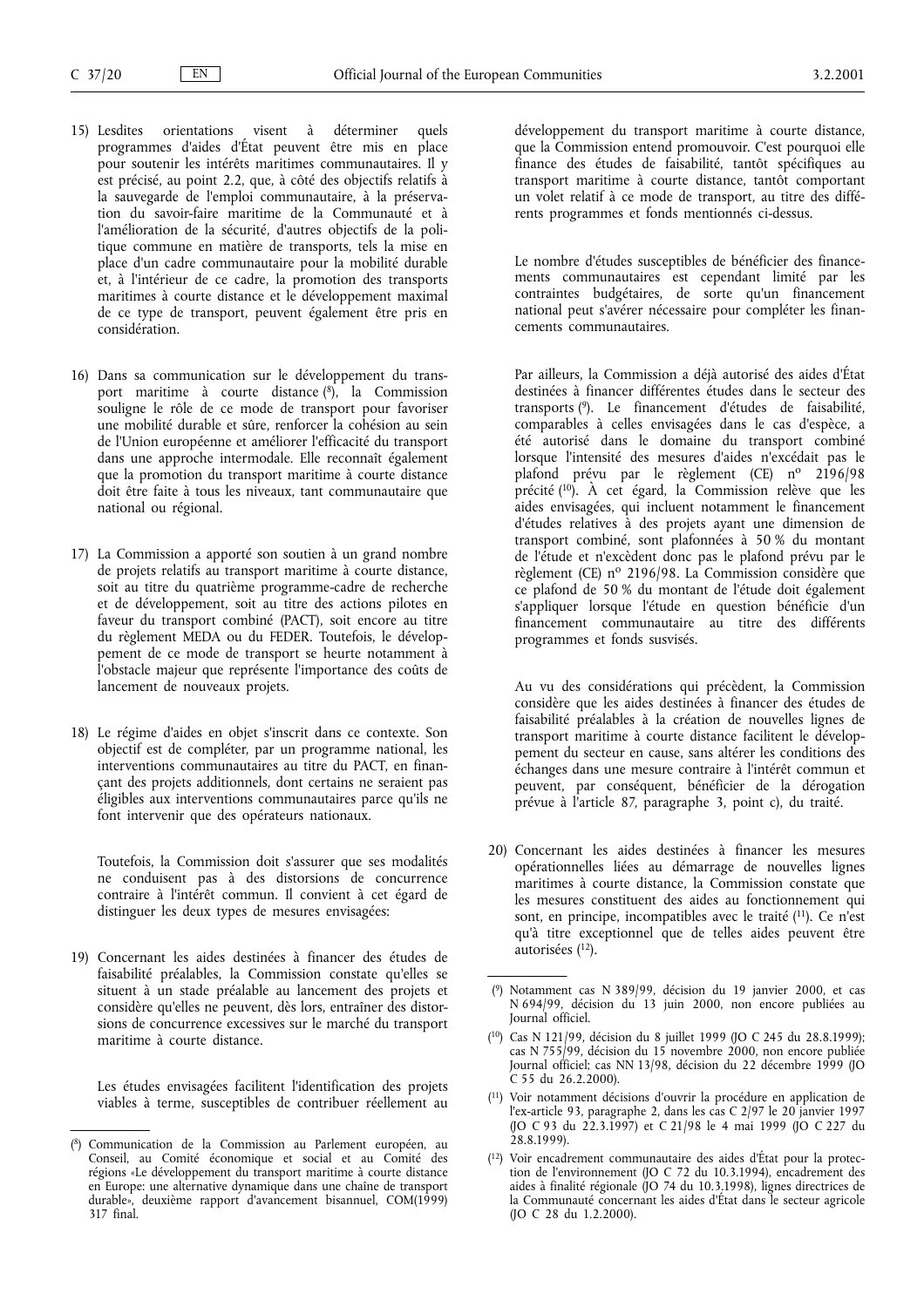15) Lesdites orientations visent à déterminer quels programmes d'aides d'État peuvent être mis en place pour soutenir les intérêts maritimes communautaires. Il y est précisé, au point 2.2, que, à côté des objectifs relatifs à la sauvegarde de l'emploi communautaire, à la préservation du savoir-faire maritime de la Communauté et à l'amélioration de la sécurité, d'autres objectifs de la politique commune en matière de transports, tels la mise en place d'un cadre communautaire pour la mobilité durable et, à l'intérieur de ce cadre, la promotion des transports maritimes à courte distance et le développement maximal de ce type de transport, peuvent également être pris en considération.

16) Dans sa communication sur le développement du transport maritime à courte distance [8], la Commission souligne le rôle de ce mode de transport pour favoriser une mobilité durable et sûre, renforcer la cohésion au sein de l'Union européenne et améliorer l'efficacité du transport dans une approche intermodale. Elle reconnaît également que la promotion du transport maritime à courte distance doit être faite à tous les niveaux, tant communautaire que national ou régional.

17) La Commission a apporté son soutien à un grand nombre de projets relatifs au transport maritime à courte distance, soit au titre du quatrième programme-cadre de recherche et de développement, soit au titre des actions pilotes en faveur du transport combiné (PACT), soit encore au titre du règlement MEDA ou du FEDER. Toutefois, le développement de ce mode de transport se heurte notamment à l'obstacle majeur que représente l'importance des coûts de lancement de nouveaux projets.

18) Le régime d'aides en objet s'inscrit dans ce contexte. Son objectif est de compléter, par un programme national, les interventions communautaires au titre du PACT, en finançant des projets additionnels, dont certains ne seraient pas éligibles aux interventions communautaires parce qu'ils ne font intervenir que des opérateurs nationaux.

Toutefois, la Commission doit s'assurer que ses modalités ne conduisent pas à des distorsions de concurrence contraire à l'intérêt commun. Il convient à cet égard de distinguer les deux types de mesures envisagées:

19) Concernant les aides destinées à financer des études de faisabilité préalables, la Commission constate qu'elles se situent à un stade préalable au lancement des projets et considère qu'elles ne peuvent, dès lors, entraîner des distorsions de concurrence excessives sur le marché du transport maritime à courte distance.

Les études envisagées facilitent l'identification des projets viables à terme, susceptibles de contribuer réellement au développement du transport maritime à courte distance, que la Commission entend promouvoir. C'est pourquoi elle finance des études de faisabilité, tantôt spécifiques au transport maritime à courte distance, tantôt comportant un volet relatif à ce mode de transport, au titre des différents programmes et fonds mentionnés ci-dessus.

Le nombre d'études susceptibles de bénéficier des financements communautaires est cependant limité par les contraintes budgétaires, de sorte qu'un financement national peut s'avérer nécessaire pour compléter les financements communautaires.

Par ailleurs, la Commission a déjà autorisé des aides d'État destinées à financer différentes études dans le secteur des transports [9]. Le financement d'études de faisabilité, comparables à celles envisagées dans le cas d'espèce, a été autorisé dans le domaine du transport combiné lorsque l'intensité des mesures d'aides n'excédait pas le plafond prévu par le règlement (CE) nº 2196/98 précité [10]. À cet égard, la Commission relève que les aides envisagées, qui incluent notamment le financement d'études relatives à des projets ayant une dimension de transport combiné, sont plafonnées à 50 % du montant de l'étude et n'excèdent donc pas le plafond prévu par le règlement (CE) nº 2196/98. La Commission considère que ce plafond de 50 % du montant de l'étude doit également s'appliquer lorsque l'étude en question bénéficie d'un financement communautaire au titre des différents programmes et fonds susvisés.

Au vu des considérations qui précèdent, la Commission considère que les aides destinées à financer des études de faisabilité préalables à la création de nouvelles lignes de transport maritime à courte distance facilitent le développement du secteur en cause, sans altérer les conditions des échanges dans une mesure contraire à l'intérêt commun et peuvent, par conséquent, bénéficier de la dérogation prévue à l'article 87, paragraphe 3, point c), du traité.

20) Concernant les aides destinées à financer les mesures opérationnelles liées au démarrage de nouvelles lignes maritimes à courte distance, la Commission constate que les mesures constituent des aides au fonctionnement qui sont, en principe, incompatibles avec le traité [11]. Ce n'est qu'à titre exceptionnel que de telles aides peuvent être autorisées [12].

---

[8] Communication de la Commission au Parlement européen, au Conseil, au Comité économique et social et au Comité des régions «Le développement du transport maritime à courte distance en Europe: une alternative dynamique dans une chaîne de transport durable», deuxième rapport d'avancement bisannuel, COM(1999) 317 final.

[9] Notamment cas N 389/99, décision du 19 janvier 2000, et cas N 694/99, décision du 13 juin 2000, non encore publiées au Journal officiel.

[10] Cas N 121/99, décision du 8 juillet 1999 (JO C 245 du 28.8.1999); cas N 755/99, décision du 15 novembre 2000, non encore publiée Journal officiel; cas NN 13/98, décision du 22 décembre 1999 (JO C 55 du 26.2.2000).

[11] Voir notamment décisions d'ouvrir la procédure en application de l'ex-article 93, paragraphe 2, dans les cas C 2/97 le 20 janvier 1997 (JO C 93 du 22.3.1997) et C 21/98 le 4 mai 1999 (JO C 227 du 28.8.1999).

[12] Voir encadrement communautaire des aides d'État pour la protection de l'environnement (JO C 72 du 10.3.1994), encadrement des aides à finalité régionale (JO 74 du 10.3.1998), lignes directrices de la Communauté concernant les aides d'État dans le secteur agricole (JO C 28 du 1.2.2000).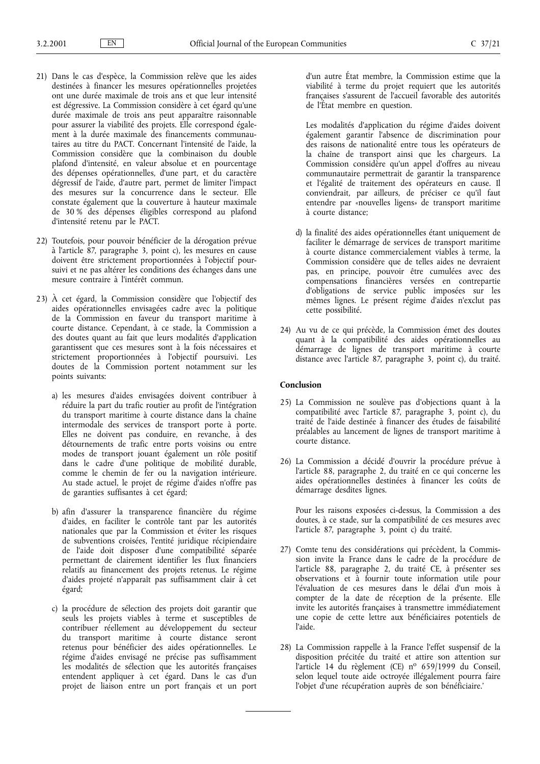21) Dans le cas d'espèce, la Commission relève que les aides destinées à financer les mesures opérationnelles projetées ont une durée maximale de trois ans et que leur intensité est dégressive. La Commission considère à cet égard qu'une durée maximale de trois ans peut apparaître raisonnable pour assurer la viabilité des projets. Elle correspond également à la durée maximale des financements communautaires au titre du PACT. Concernant l'intensité de l'aide, la Commission considère que la combinaison du double plafond d'intensité, en valeur absolue et en pourcentage des dépenses opérationnelles, d'une part, et du caractère dégressif de l'aide, d'autre part, permet de limiter l'impact des mesures sur la concurrence dans le secteur. Elle constate également que la couverture à hauteur maximale de 30 % des dépenses éligibles correspond au plafond d'intensité retenu par le PACT.

22) Toutefois, pour pouvoir bénéficier de la dérogation prévue à l'article 87, paragraphe 3, point c), les mesures en cause doivent être strictement proportionnées à l'objectif poursuivi et ne pas altérer les conditions des échanges dans une mesure contraire à l'intérêt commun.

23) À cet égard, la Commission considère que l'objectif des aides opérationnelles envisagées cadre avec la politique de la Commission en faveur du transport maritime à courte distance. Cependant, à ce stade, la Commission a des doutes quant au fait que leurs modalités d'application garantissent que ces mesures sont à la fois nécessaires et strictement proportionnées à l'objectif poursuivi. Les doutes de la Commission portent notamment sur les points suivants:

a) les mesures d'aides envisagées doivent contribuer à réduire la part du trafic routier au profit de l'intégration du transport maritime à courte distance dans la chaîne intermodale des services de transport porte à porte. Elles ne doivent pas conduire, en revanche, à des détournements de trafic entre ports voisins ou entre modes de transport jouant également un rôle positif dans le cadre d'une politique de mobilité durable, comme le chemin de fer ou la navigation intérieure. Au stade actuel, le projet de régime d'aides n'offre pas de garanties suffisantes à cet égard;

b) afin d'assurer la transparence financière du régime d'aides, en faciliter le contrôle tant par les autorités nationales que par la Commission et éviter les risques de subventions croisées, l'entité juridique récipiendaire de l'aide doit disposer d'une compatibilité séparée permettant de clairement identifier les flux financiers relatifs au financement des projets retenus. Le régime d'aides projeté n'apparaît pas suffisamment clair à cet égard;

c) la procédure de sélection des projets doit garantir que seuls les projets viables à terme et susceptibles de contribuer réellement au développement du secteur du transport maritime à courte distance seront retenus pour bénéficier des aides opérationnelles. Le régime d'aides envisagé ne précise pas suffisamment les modalités de sélection que les autorités françaises entendent appliquer à cet égard. Dans le cas d'un projet de liaison entre un port français et un port d'un autre État membre, la Commission estime que la viabilité à terme du projet requiert que les autorités françaises s'assurent de l'accueil favorable des autorités de l'État membre en question.

Les modalités d'application du régime d'aides doivent également garantir l'absence de discrimination pour des raisons de nationalité entre tous les opérateurs de la chaîne de transport ainsi que les chargeurs. La Commission considère qu'un appel d'offres au niveau communautaire permettrait de garantir la transparence et l'égalité de traitement des opérateurs en cause. Il conviendrait, par ailleurs, de préciser ce qu'il faut entendre par «nouvelles ligens» de transport maritime à courte distance;

d) la finalité des aides opérationnelles étant uniquement de faciliter le démarrage de services de transport maritime à courte distance commercialement viables à terme, la Commission considère que de telles aides ne devraient pas, en principe, pouvoir être cumulées avec des compensations financières versées en contrepartie d'obligations de service public imposées sur les mêmes lignes. Le présent régime d'aides n'exclut pas cette possibilité.

24) Au vu de ce qui précède, la Commission émet des doutes quant à la compatibilité des aides opérationnelles au démarrage de lignes de transport maritime à courte distance avec l'article 87, paragraphe 3, point c), du traité.

## Conclusion

25) La Commission ne soulève pas d'objections quant à la compatibilité avec l'article 87, paragraphe 3, point c), du traité de l'aide destinée à financer des études de faisabilité préalables au lancement de lignes de transport maritime à courte distance.

26) La Commission a décidé d'ouvrir la procédure prévue à l'article 88, paragraphe 2, du traité en ce qui concerne les aides opérationnelles destinées à financer les coûts de démarrage desdites lignes.

Pour les raisons exposées ci-dessus, la Commission a des doutes, à ce stade, sur la compatibilité de ces mesures avec l'article 87, paragraphe 3, point c) du traité.

27) Comte tenu des considérations qui précèdent, la Commission invite la France dans le cadre de la procédure de l'article 88, paragraphe 2, du traité CE, à présenter ses observations et à fournir toute information utile pour l'évaluation de ces mesures dans le délai d'un mois à compter de la date de réception de la présente. Elle invite les autorités françaises à transmettre immédiatement une copie de cette lettre aux bénéficiaires potentiels de l'aide.

28) La Commission rappelle à la France l'effet suspensif de la disposition précitée du traité et attire son attention sur l'article 14 du règlement (CE) nº 659/1999 du Conseil, selon lequel toute aide octroyée illégalement pourra faire l'objet d'une récupération auprès de son bénéficiaire.'